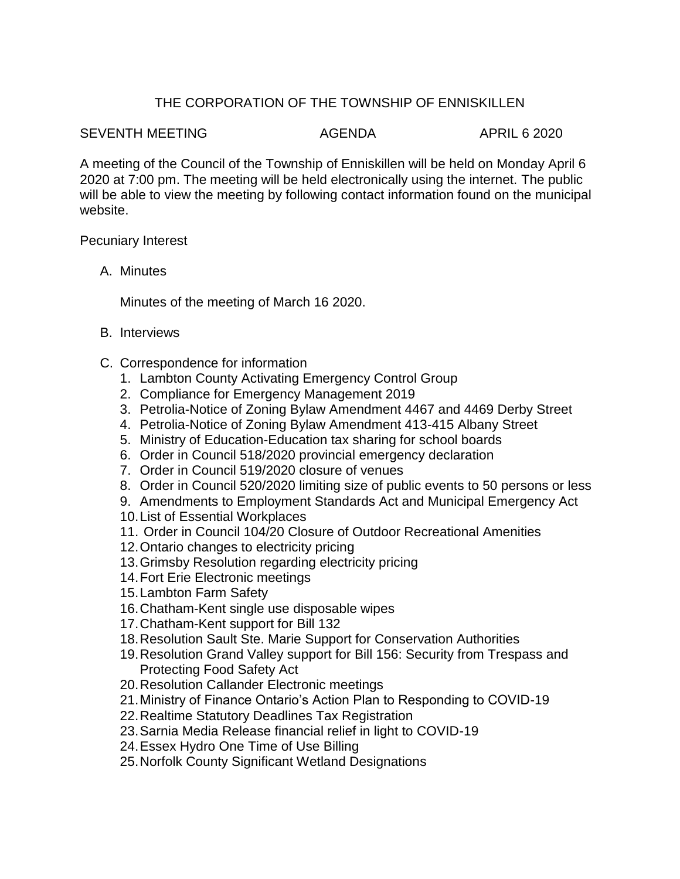# THE CORPORATION OF THE TOWNSHIP OF ENNISKILLEN

SEVENTH MEETING AGENDA APRIL 6 2020

A meeting of the Council of the Township of Enniskillen will be held on Monday April 6 2020 at 7:00 pm. The meeting will be held electronically using the internet. The public will be able to view the meeting by following contact information found on the municipal website.

Pecuniary Interest

A. Minutes

   Minutes of the meeting of March 16 2020.

B. Interviews

C. Correspondence for information
   1. Lambton County Activating Emergency Control Group
   2. Compliance for Emergency Management 2019
   3. Petrolia-Notice of Zoning Bylaw Amendment 4467 and 4469 Derby Street
   4. Petrolia-Notice of Zoning Bylaw Amendment 413-415 Albany Street
   5. Ministry of Education-Education tax sharing for school boards
   6. Order in Council 518/2020 provincial emergency declaration
   7. Order in Council 519/2020 closure of venues
   8. Order in Council 520/2020 limiting size of public events to 50 persons or less
   9. Amendments to Employment Standards Act and Municipal Emergency Act
   10. List of Essential Workplaces
   11. Order in Council 104/20 Closure of Outdoor Recreational Amenities
   12. Ontario changes to electricity pricing
   13. Grimsby Resolution regarding electricity pricing
   14. Fort Erie Electronic meetings
   15. Lambton Farm Safety
   16. Chatham-Kent single use disposable wipes
   17. Chatham-Kent support for Bill 132
   18. Resolution Sault Ste. Marie Support for Conservation Authorities
   19. Resolution Grand Valley support for Bill 156: Security from Trespass and Protecting Food Safety Act
   20. Resolution Callander Electronic meetings
   21. Ministry of Finance Ontario's Action Plan to Responding to COVID-19
   22. Realtime Statutory Deadlines Tax Registration
   23. Sarnia Media Release financial relief in light to COVID-19
   24. Essex Hydro One Time of Use Billing
   25. Norfolk County Significant Wetland Designations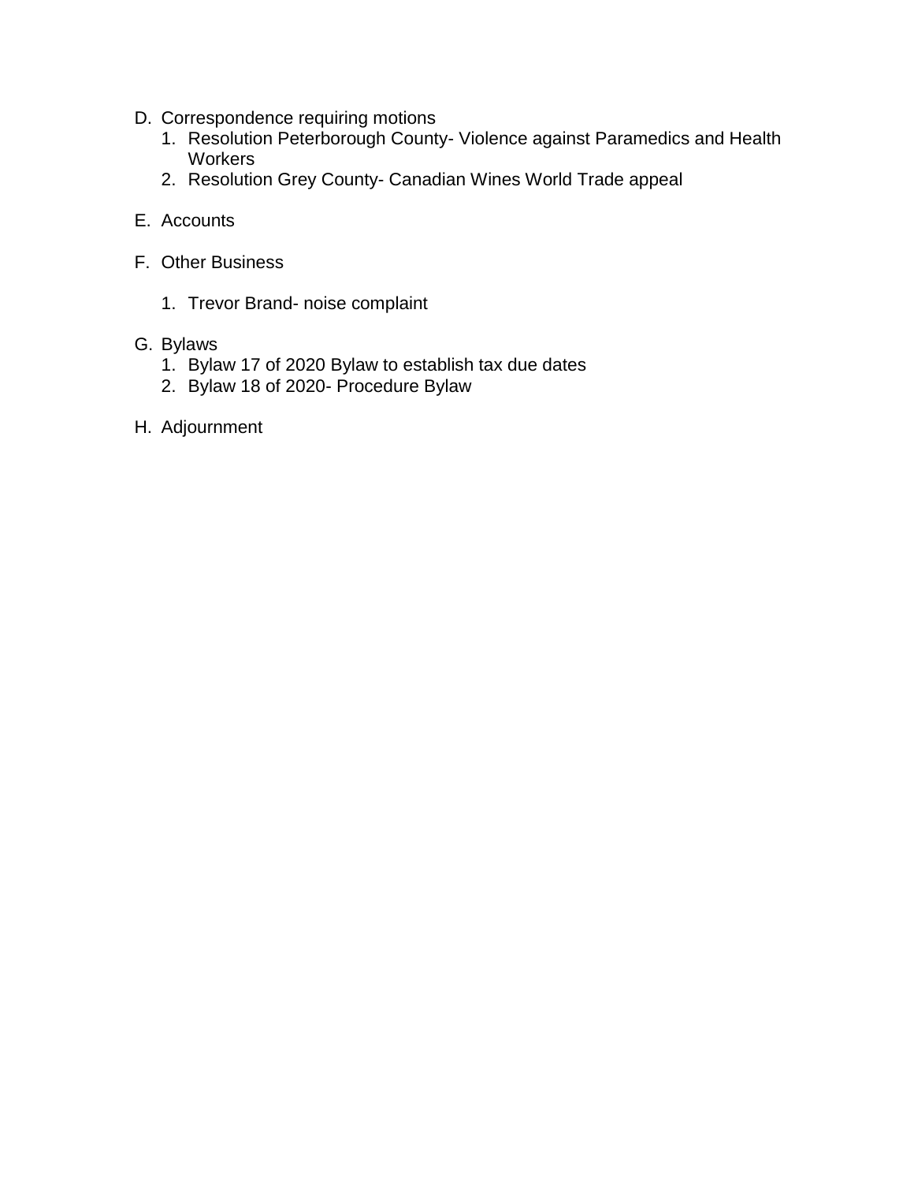D. Correspondence requiring motions
    1. Resolution Peterborough County- Violence against Paramedics and Health Workers
    2. Resolution Grey County- Canadian Wines World Trade appeal

E. Accounts

F. Other Business

    1. Trevor Brand- noise complaint

G. Bylaws
    1. Bylaw 17 of 2020 Bylaw to establish tax due dates
    2. Bylaw 18 of 2020- Procedure Bylaw

H. Adjournment